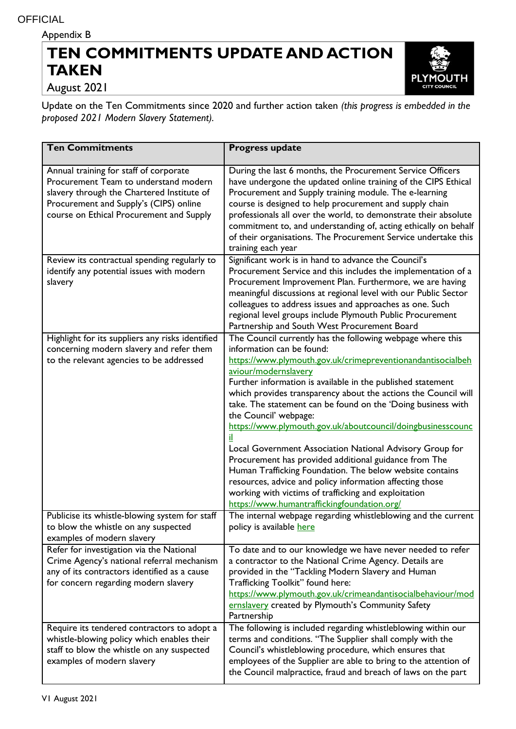OFFICIAL

Appendix B

# TEN COMMITMENTS UPDATE AND ACTION TAKEN

August 2021

Update on the Ten Commitments since 2020 and further action taken *(this progress is embedded in the proposed 2021 Modern Slavery Statement).*

| Ten Commitments | Progress update |
|---|---|
| Annual training for staff of corporate Procurement Team to understand modern slavery through the Chartered Institute of Procurement and Supply's (CIPS) online course on Ethical Procurement and Supply | During the last 6 months, the Procurement Service Officers have undergone the updated online training of the CIPS Ethical Procurement and Supply training module. The e-learning course is designed to help procurement and supply chain professionals all over the world, to demonstrate their absolute commitment to, and understanding of, acting ethically on behalf of their organisations. The Procurement Service undertake this training each year |
| Review its contractual spending regularly to identify any potential issues with modern slavery | Significant work is in hand to advance the Council's Procurement Service and this includes the implementation of a Procurement Improvement Plan. Furthermore, we are having meaningful discussions at regional level with our Public Sector colleagues to address issues and approaches as one. Such regional level groups include Plymouth Public Procurement Partnership and South West Procurement Board |
| Highlight for its suppliers any risks identified concerning modern slavery and refer them to the relevant agencies to be addressed | The Council currently has the following webpage where this information can be found: https://www.plymouth.gov.uk/crimepreventionandantisocialbehaviour/modernslavery Further information is available in the published statement which provides transparency about the actions the Council will take. The statement can be found on the 'Doing business with the Council' webpage: https://www.plymouth.gov.uk/aboutcouncil/doingbusinesscouncil Local Government Association National Advisory Group for Procurement has provided additional guidance from The Human Trafficking Foundation. The below website contains resources, advice and policy information affecting those working with victims of trafficking and exploitation https://www.humantraffickingfoundation.org/ |
| Publicise its whistle-blowing system for staff to blow the whistle on any suspected examples of modern slavery | The internal webpage regarding whistleblowing and the current policy is available here |
| Refer for investigation via the National Crime Agency's national referral mechanism any of its contractors identified as a cause for concern regarding modern slavery | To date and to our knowledge we have never needed to refer a contractor to the National Crime Agency. Details are provided in the "Tackling Modern Slavery and Human Trafficking Toolkit" found here: https://www.plymouth.gov.uk/crimeandantisocialbehaviour/modernslavery created by Plymouth's Community Safety Partnership |
| Require its tendered contractors to adopt a whistle-blowing policy which enables their staff to blow the whistle on any suspected examples of modern slavery | The following is included regarding whistleblowing within our terms and conditions. "The Supplier shall comply with the Council's whistleblowing procedure, which ensures that employees of the Supplier are able to bring to the attention of the Council malpractice, fraud and breach of laws on the part |

V1 August 2021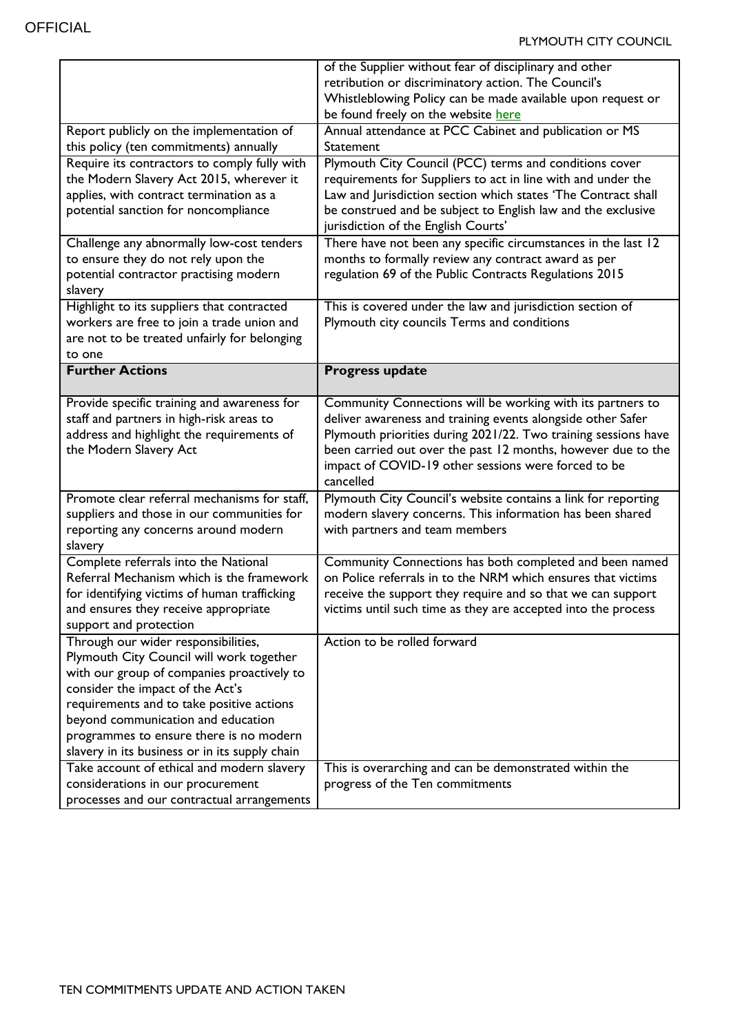| | |
|---|---|
| | of the Supplier without fear of disciplinary and other retribution or discriminatory action. The Council's Whistleblowing Policy can be made available upon request or be found freely on the website here |
| Report publicly on the implementation of this policy (ten commitments) annually | Annual attendance at PCC Cabinet and publication or MS Statement |
| Require its contractors to comply fully with the Modern Slavery Act 2015, wherever it applies, with contract termination as a potential sanction for noncompliance | Plymouth City Council (PCC) terms and conditions cover requirements for Suppliers to act in line with and under the Law and Jurisdiction section which states 'The Contract shall be construed and be subject to English law and the exclusive jurisdiction of the English Courts' |
| Challenge any abnormally low-cost tenders to ensure they do not rely upon the potential contractor practising modern slavery | There have not been any specific circumstances in the last 12 months to formally review any contract award as per regulation 69 of the Public Contracts Regulations 2015 |
| Highlight to its suppliers that contracted workers are free to join a trade union and are not to be treated unfairly for belonging to one | This is covered under the law and jurisdiction section of Plymouth city councils Terms and conditions |
| **Further Actions** | **Progress update** |
| Provide specific training and awareness for staff and partners in high-risk areas to address and highlight the requirements of the Modern Slavery Act | Community Connections will be working with its partners to deliver awareness and training events alongside other Safer Plymouth priorities during 2021/22. Two training sessions have been carried out over the past 12 months, however due to the impact of COVID-19 other sessions were forced to be cancelled |
| Promote clear referral mechanisms for staff, suppliers and those in our communities for reporting any concerns around modern slavery | Plymouth City Council's website contains a link for reporting modern slavery concerns. This information has been shared with partners and team members |
| Complete referrals into the National Referral Mechanism which is the framework for identifying victims of human trafficking and ensures they receive appropriate support and protection | Community Connections has both completed and been named on Police referrals in to the NRM which ensures that victims receive the support they require and so that we can support victims until such time as they are accepted into the process |
| Through our wider responsibilities, Plymouth City Council will work together with our group of companies proactively to consider the impact of the Act's requirements and to take positive actions beyond communication and education programmes to ensure there is no modern slavery in its business or in its supply chain | Action to be rolled forward |
| Take account of ethical and modern slavery considerations in our procurement processes and our contractual arrangements | This is overarching and can be demonstrated within the progress of the Ten commitments |

TEN COMMITMENTS UPDATE AND ACTION TAKEN